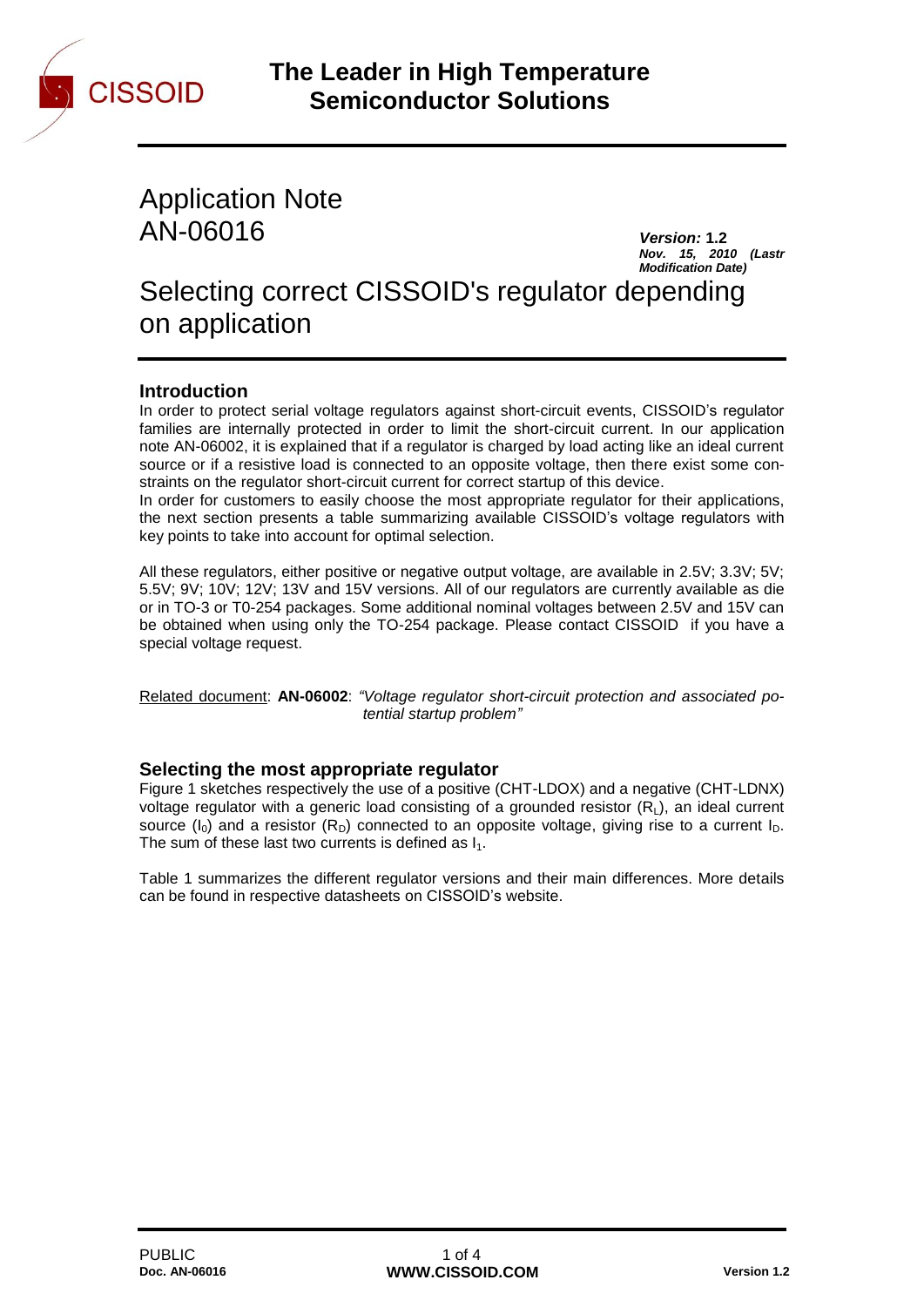# The Leader in High Temperature Semiconductor Solutions

# Application Note AN-06016

***Version:*** **1.2**
***Nov. 15, 2010 (Lastr Modification Date)***

# Selecting correct CISSOID's regulator depending on application

## Introduction

In order to protect serial voltage regulators against short-circuit events, CISSOID's regulator families are internally protected in order to limit the short-circuit current. In our application note AN-06002, it is explained that if a regulator is charged by load acting like an ideal current source or if a resistive load is connected to an opposite voltage, then there exist some constraints on the regulator short-circuit current for correct startup of this device.

In order for customers to easily choose the most appropriate regulator for their applications, the next section presents a table summarizing available CISSOID's voltage regulators with key points to take into account for optimal selection.

All these regulators, either positive or negative output voltage, are available in 2.5V; 3.3V; 5V; 5.5V; 9V; 10V; 12V; 13V and 15V versions. All of our regulators are currently available as die or in TO-3 or T0-254 packages. Some additional nominal voltages between 2.5V and 15V can be obtained when using only the TO-254 package. Please contact CISSOID if you have a special voltage request.

Related document: **AN-06002**: *"Voltage regulator short-circuit protection and associated potential startup problem"*

## Selecting the most appropriate regulator

Figure 1 sketches respectively the use of a positive (CHT-LDOX) and a negative (CHT-LDNX) voltage regulator with a generic load consisting of a grounded resistor ($R_L$), an ideal current source ($I_0$) and a resistor ($R_D$) connected to an opposite voltage, giving rise to a current $I_D$. The sum of these last two currents is defined as $I_1$.

Table 1 summarizes the different regulator versions and their main differences. More details can be found in respective datasheets on CISSOID's website.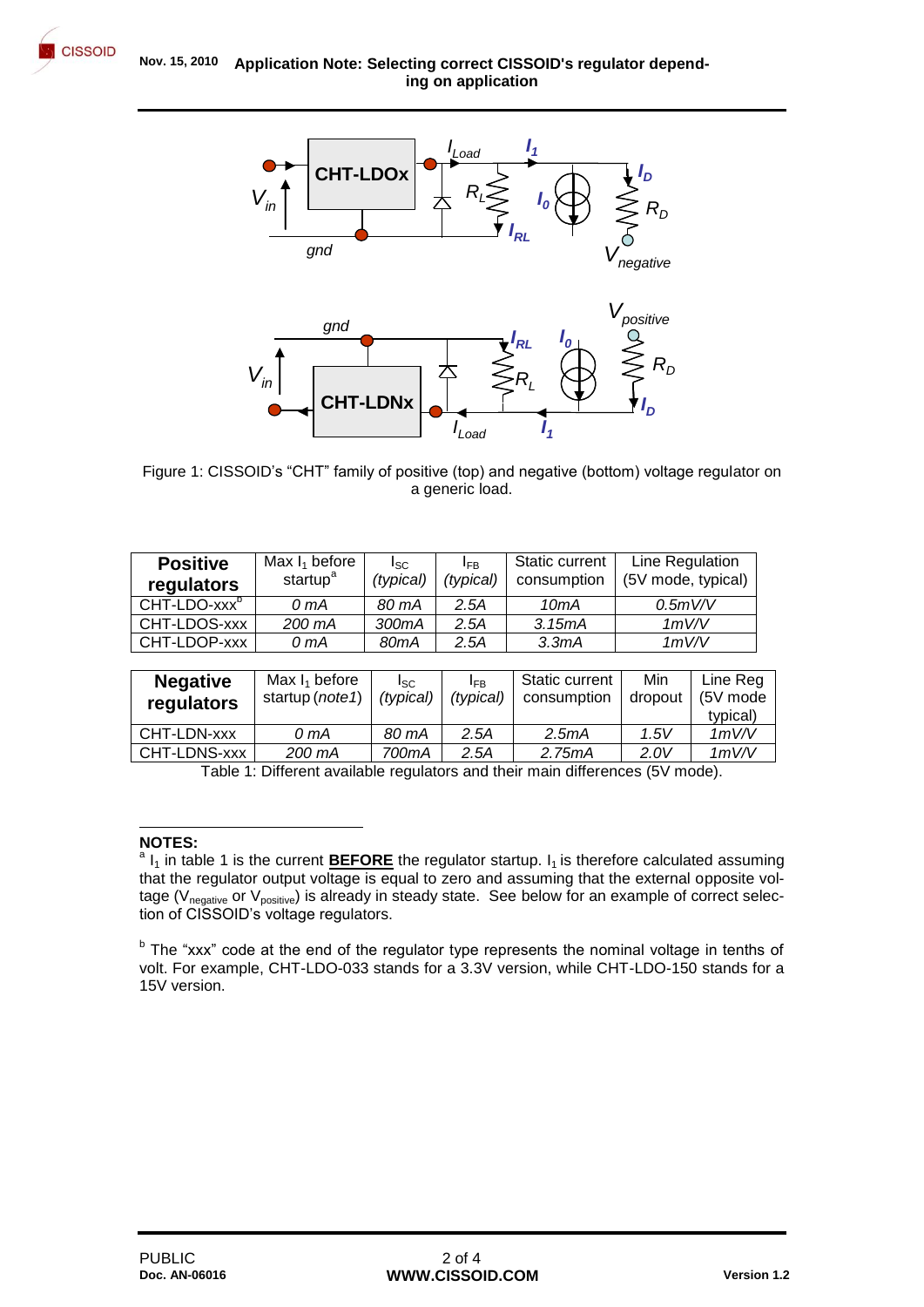Figure 1: CISSOID's "CHT" family of positive (top) and negative (bottom) voltage regulator on a generic load.

| Positive regulators | Max $I_1$ before startup[a] | $I_{SC}$ (typical) | $I_{FB}$ (typical) | Static current consumption | Line Regulation (5V mode, typical) |
|---|---|---|---|---|---|
| CHT-LDO-xxx[b] | *0 mA* | *80 mA* | *2.5A* | *10mA* | *0.5mV/V* |
| CHT-LDOS-xxx | *200 mA* | *300mA* | *2.5A* | *3.15mA* | *1mV/V* |
| CHT-LDOP-xxx | *0 mA* | *80mA* | *2.5A* | *3.3mA* | *1mV/V* |

| Negative regulators | Max $I_1$ before startup (*note1*) | $I_{SC}$ (typical) | $I_{FB}$ (typical) | Static current consumption | Min dropout | Line Reg (5V mode typical) |
|---|---|---|---|---|---|---|
| CHT-LDN-xxx | *0 mA* | *80 mA* | *2.5A* | *2.5mA* | *1.5V* | *1mV/V* |
| CHT-LDNS-xxx | *200 mA* | *700mA* | *2.5A* | *2.75mA* | *2.0V* | *1mV/V* |

Table 1: Different available regulators and their main differences (5V mode).

**NOTES:**

[a] $I_1$ in table 1 is the current **BEFORE** the regulator startup. $I_1$ is therefore calculated assuming that the regulator output voltage is equal to zero and assuming that the external opposite voltage ($V_{negative}$ or $V_{positive}$) is already in steady state. See below for an example of correct selection of CISSOID's voltage regulators.

[b] The "xxx" code at the end of the regulator type represents the nominal voltage in tenths of volt. For example, CHT-LDO-033 stands for a 3.3V version, while CHT-LDO-150 stands for a 15V version.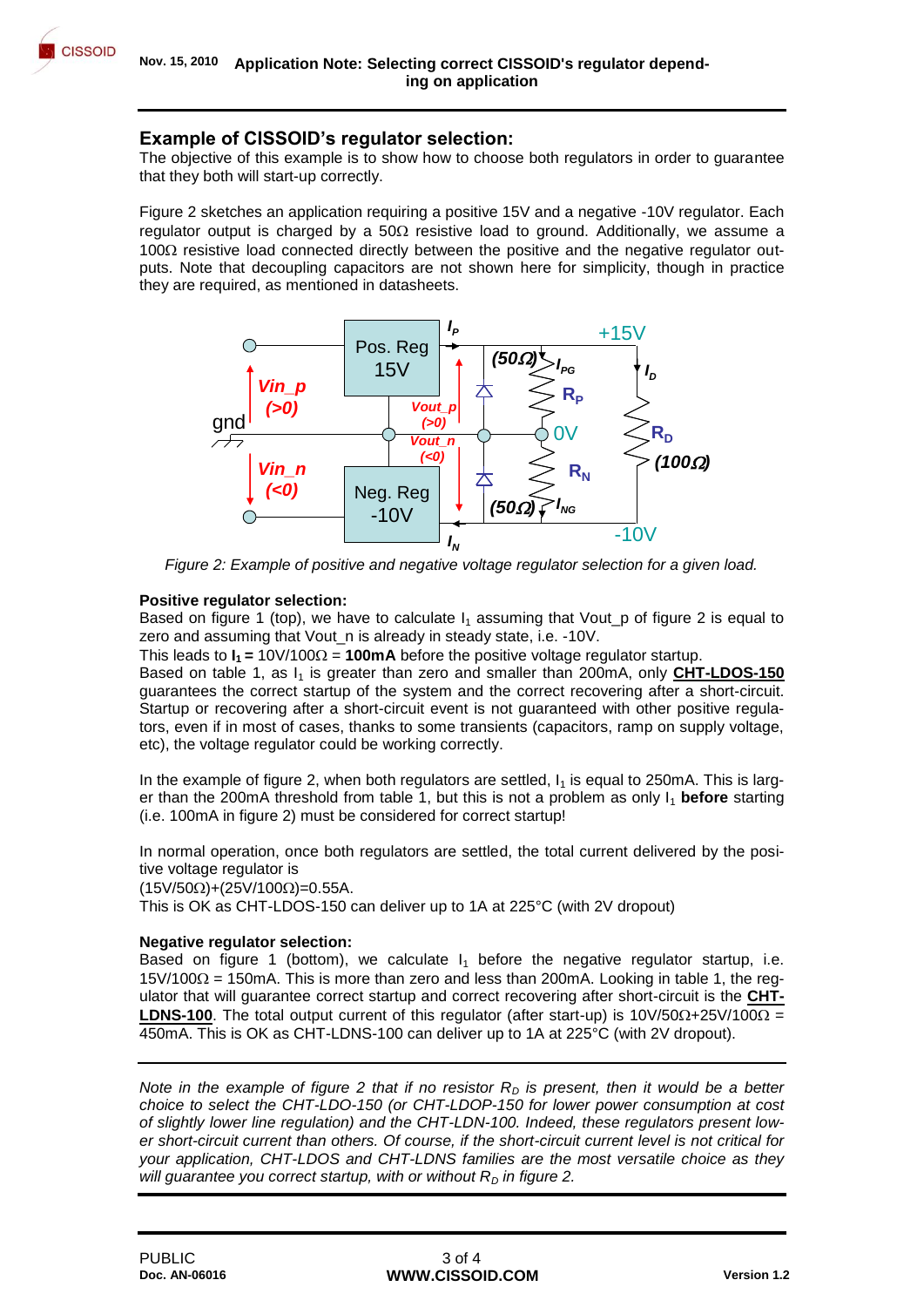## Example of CISSOID's regulator selection:

The objective of this example is to show how to choose both regulators in order to guarantee that they both will start-up correctly.

Figure 2 sketches an application requiring a positive 15V and a negative -10V regulator. Each regulator output is charged by a 50Ω resistive load to ground. Additionally, we assume a 100Ω resistive load connected directly between the positive and the negative regulator outputs. Note that decoupling capacitors are not shown here for simplicity, though in practice they are required, as mentioned in datasheets.

*Figure 2: Example of positive and negative voltage regulator selection for a given load.*

**Positive regulator selection:**

Based on figure 1 (top), we have to calculate $I_1$ assuming that Vout_p of figure 2 is equal to zero and assuming that Vout_n is already in steady state, i.e. -10V.

This leads to $\mathbf{I_1 =}$ 10V/100Ω = **100mA** before the positive voltage regulator startup.

Based on table 1, as $I_1$ is greater than zero and smaller than 200mA, only **CHT-LDOS-150** guarantees the correct startup of the system and the correct recovering after a short-circuit. Startup or recovering after a short-circuit event is not guaranteed with other positive regulators, even if in most of cases, thanks to some transients (capacitors, ramp on supply voltage, etc), the voltage regulator could be working correctly.

In the example of figure 2, when both regulators are settled, $I_1$ is equal to 250mA. This is larger than the 200mA threshold from table 1, but this is not a problem as only $I_1$ **before** starting (i.e. 100mA in figure 2) must be considered for correct startup!

In normal operation, once both regulators are settled, the total current delivered by the positive voltage regulator is

(15V/50Ω)+(25V/100Ω)=0.55A.

This is OK as CHT-LDOS-150 can deliver up to 1A at 225°C (with 2V dropout)

**Negative regulator selection:**

Based on figure 1 (bottom), we calculate $I_1$ before the negative regulator startup, i.e. 15V/100Ω = 150mA. This is more than zero and less than 200mA. Looking in table 1, the regulator that will guarantee correct startup and correct recovering after short-circuit is the **CHT-LDNS-100**. The total output current of this regulator (after start-up) is 10V/50Ω+25V/100Ω = 450mA. This is OK as CHT-LDNS-100 can deliver up to 1A at 225°C (with 2V dropout).

---

*Note in the example of figure 2 that if no resistor $R_D$ is present, then it would be a better choice to select the CHT-LDO-150 (or CHT-LDOP-150 for lower power consumption at cost of slightly lower line regulation) and the CHT-LDN-100. Indeed, these regulators present lower short-circuit current than others. Of course, if the short-circuit current level is not critical for your application, CHT-LDOS and CHT-LDNS families are the most versatile choice as they will guarantee you correct startup, with or without $R_D$ in figure 2.*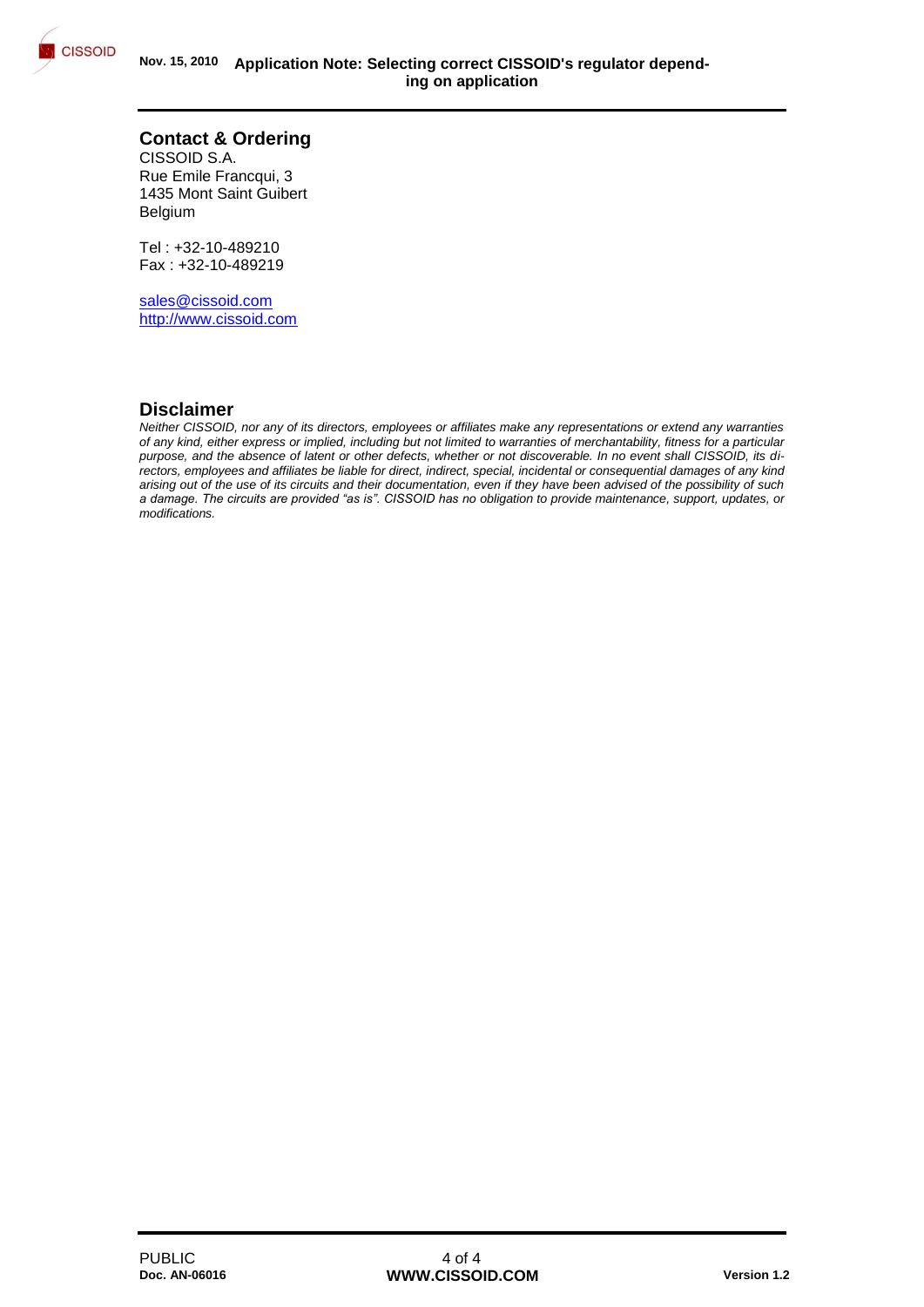## Contact & Ordering

CISSOID S.A.
Rue Emile Francqui, 3
1435 Mont Saint Guibert
Belgium

Tel : +32-10-489210
Fax : +32-10-489219

sales@cissoid.com
http://www.cissoid.com

## Disclaimer

*Neither CISSOID, nor any of its directors, employees or affiliates make any representations or extend any warranties of any kind, either express or implied, including but not limited to warranties of merchantability, fitness for a particular purpose, and the absence of latent or other defects, whether or not discoverable. In no event shall CISSOID, its directors, employees and affiliates be liable for direct, indirect, special, incidental or consequential damages of any kind arising out of the use of its circuits and their documentation, even if they have been advised of the possibility of such a damage. The circuits are provided "as is". CISSOID has no obligation to provide maintenance, support, updates, or modifications.*